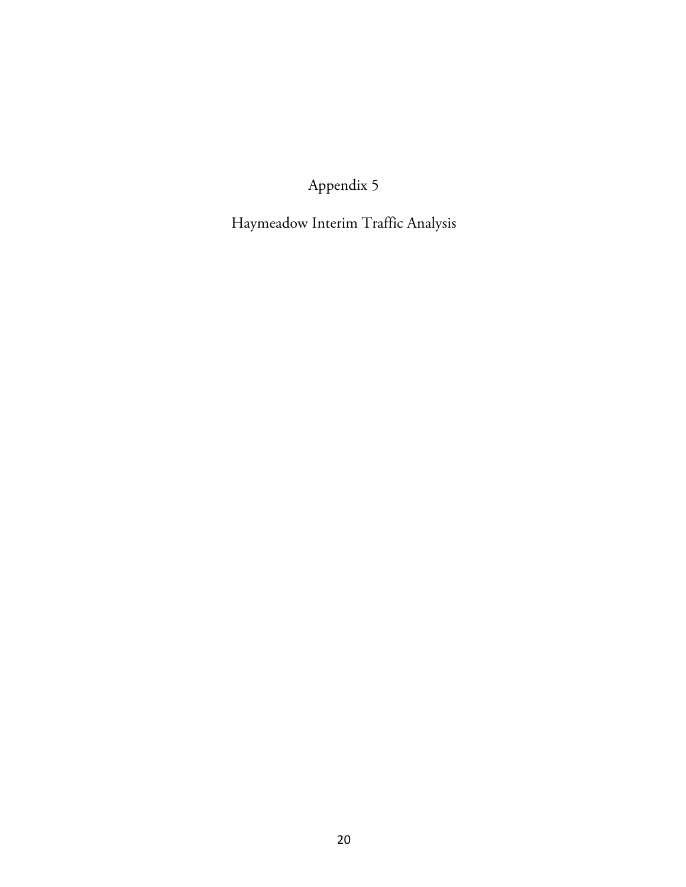# Appendix 5

## Haymeadow Interim Traffic Analysis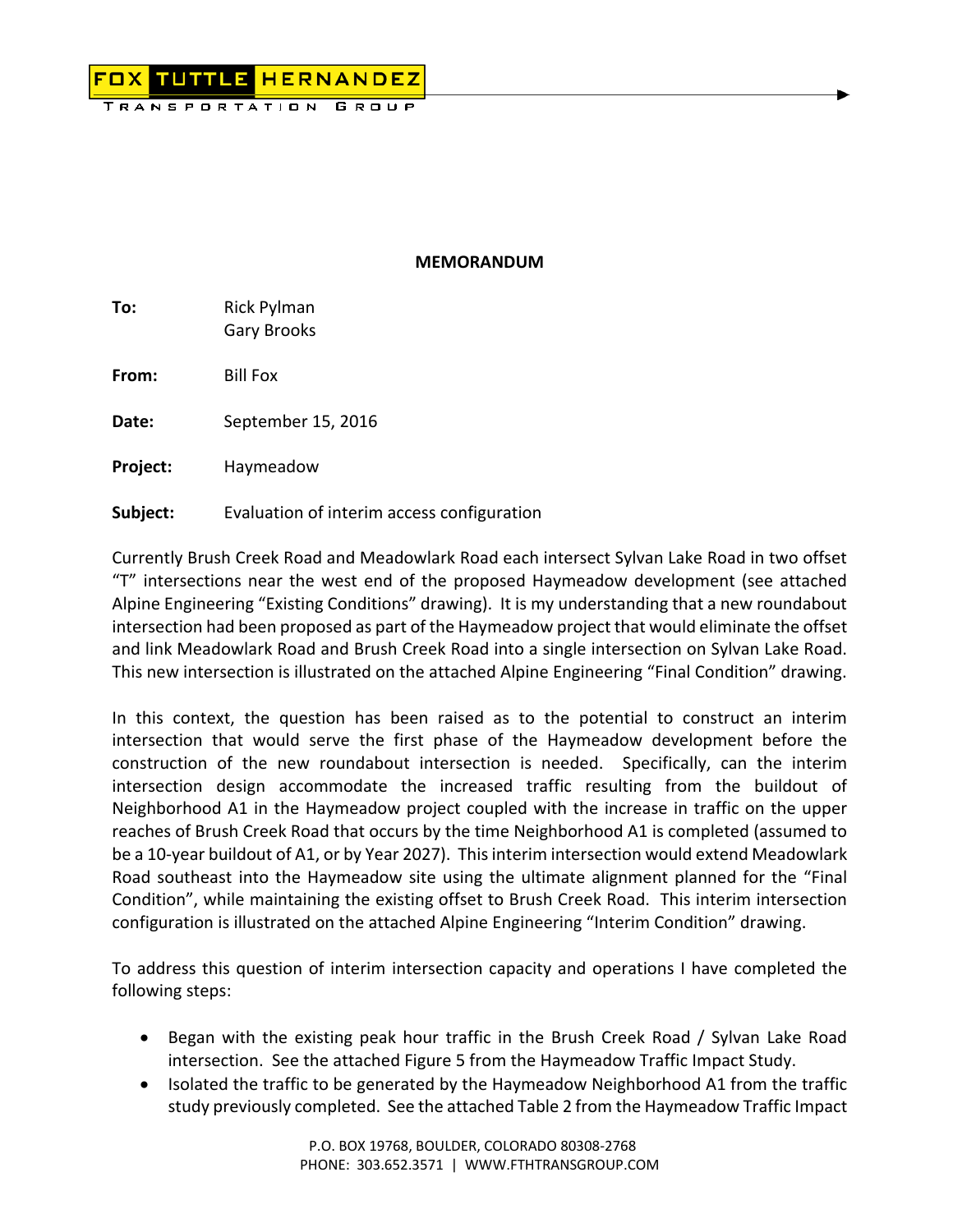**MEMORANDUM**

**To:** Rick Pylman
Gary Brooks

**From:** Bill Fox

**Date:** September 15, 2016

**Project:** Haymeadow

**Subject:** Evaluation of interim access configuration

Currently Brush Creek Road and Meadowlark Road each intersect Sylvan Lake Road in two offset "T" intersections near the west end of the proposed Haymeadow development (see attached Alpine Engineering "Existing Conditions" drawing). It is my understanding that a new roundabout intersection had been proposed as part of the Haymeadow project that would eliminate the offset and link Meadowlark Road and Brush Creek Road into a single intersection on Sylvan Lake Road. This new intersection is illustrated on the attached Alpine Engineering "Final Condition" drawing.

In this context, the question has been raised as to the potential to construct an interim intersection that would serve the first phase of the Haymeadow development before the construction of the new roundabout intersection is needed. Specifically, can the interim intersection design accommodate the increased traffic resulting from the buildout of Neighborhood A1 in the Haymeadow project coupled with the increase in traffic on the upper reaches of Brush Creek Road that occurs by the time Neighborhood A1 is completed (assumed to be a 10-year buildout of A1, or by Year 2027). This interim intersection would extend Meadowlark Road southeast into the Haymeadow site using the ultimate alignment planned for the "Final Condition", while maintaining the existing offset to Brush Creek Road. This interim intersection configuration is illustrated on the attached Alpine Engineering "Interim Condition" drawing.

To address this question of interim intersection capacity and operations I have completed the following steps:

- Began with the existing peak hour traffic in the Brush Creek Road / Sylvan Lake Road intersection. See the attached Figure 5 from the Haymeadow Traffic Impact Study.
- Isolated the traffic to be generated by the Haymeadow Neighborhood A1 from the traffic study previously completed. See the attached Table 2 from the Haymeadow Traffic Impact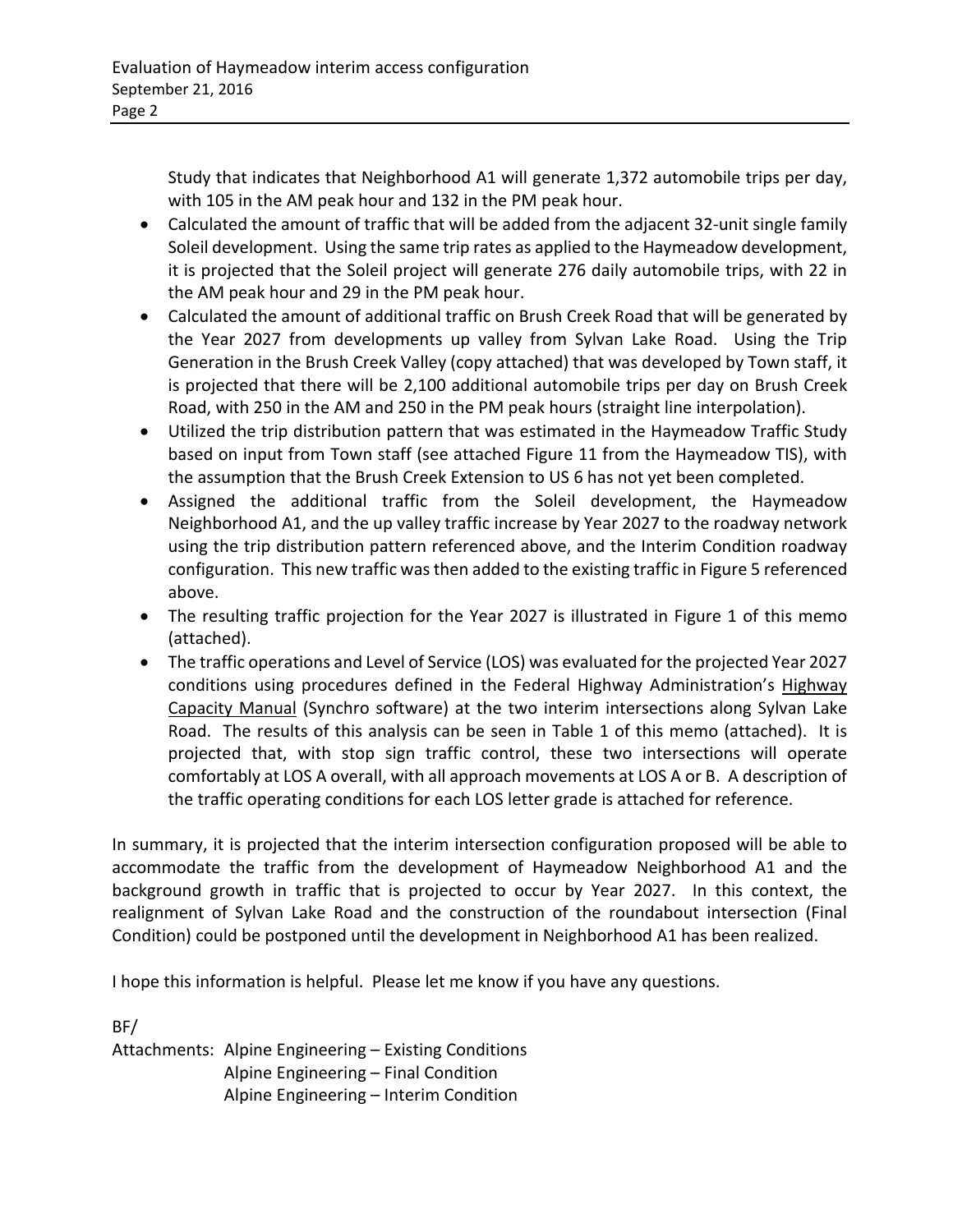Study that indicates that Neighborhood A1 will generate 1,372 automobile trips per day, with 105 in the AM peak hour and 132 in the PM peak hour.

- Calculated the amount of traffic that will be added from the adjacent 32-unit single family Soleil development. Using the same trip rates as applied to the Haymeadow development, it is projected that the Soleil project will generate 276 daily automobile trips, with 22 in the AM peak hour and 29 in the PM peak hour.
- Calculated the amount of additional traffic on Brush Creek Road that will be generated by the Year 2027 from developments up valley from Sylvan Lake Road. Using the Trip Generation in the Brush Creek Valley (copy attached) that was developed by Town staff, it is projected that there will be 2,100 additional automobile trips per day on Brush Creek Road, with 250 in the AM and 250 in the PM peak hours (straight line interpolation).
- Utilized the trip distribution pattern that was estimated in the Haymeadow Traffic Study based on input from Town staff (see attached Figure 11 from the Haymeadow TIS), with the assumption that the Brush Creek Extension to US 6 has not yet been completed.
- Assigned the additional traffic from the Soleil development, the Haymeadow Neighborhood A1, and the up valley traffic increase by Year 2027 to the roadway network using the trip distribution pattern referenced above, and the Interim Condition roadway configuration. This new traffic was then added to the existing traffic in Figure 5 referenced above.
- The resulting traffic projection for the Year 2027 is illustrated in Figure 1 of this memo (attached).
- The traffic operations and Level of Service (LOS) was evaluated for the projected Year 2027 conditions using procedures defined in the Federal Highway Administration's Highway Capacity Manual (Synchro software) at the two interim intersections along Sylvan Lake Road. The results of this analysis can be seen in Table 1 of this memo (attached). It is projected that, with stop sign traffic control, these two intersections will operate comfortably at LOS A overall, with all approach movements at LOS A or B. A description of the traffic operating conditions for each LOS letter grade is attached for reference.

In summary, it is projected that the interim intersection configuration proposed will be able to accommodate the traffic from the development of Haymeadow Neighborhood A1 and the background growth in traffic that is projected to occur by Year 2027. In this context, the realignment of Sylvan Lake Road and the construction of the roundabout intersection (Final Condition) could be postponed until the development in Neighborhood A1 has been realized.

I hope this information is helpful. Please let me know if you have any questions.

BF/

Attachments: Alpine Engineering – Existing Conditions
Alpine Engineering – Final Condition
Alpine Engineering – Interim Condition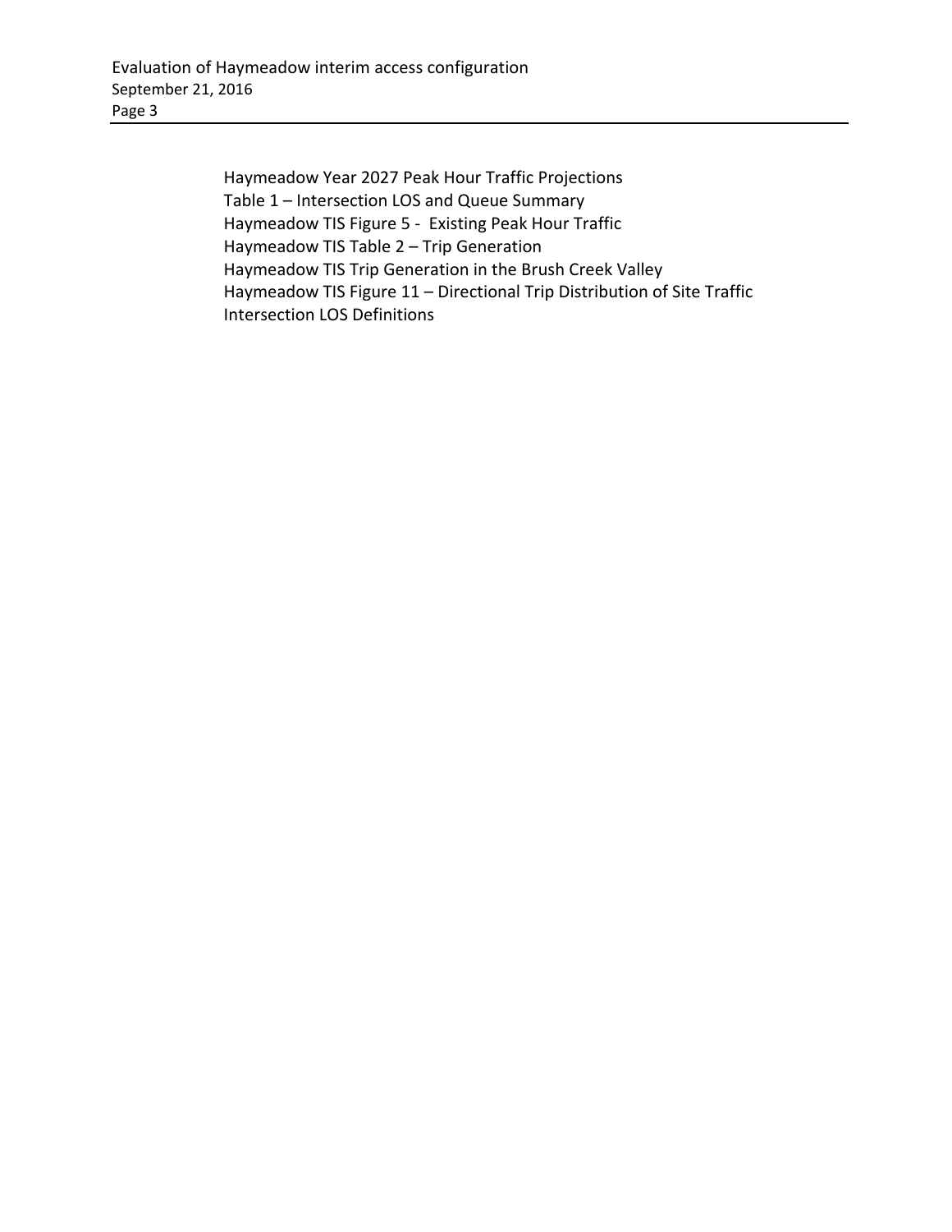Haymeadow Year 2027 Peak Hour Traffic Projections
Table 1 – Intersection LOS and Queue Summary
Haymeadow TIS Figure 5 - Existing Peak Hour Traffic
Haymeadow TIS Table 2 – Trip Generation
Haymeadow TIS Trip Generation in the Brush Creek Valley
Haymeadow TIS Figure 11 – Directional Trip Distribution of Site Traffic
Intersection LOS Definitions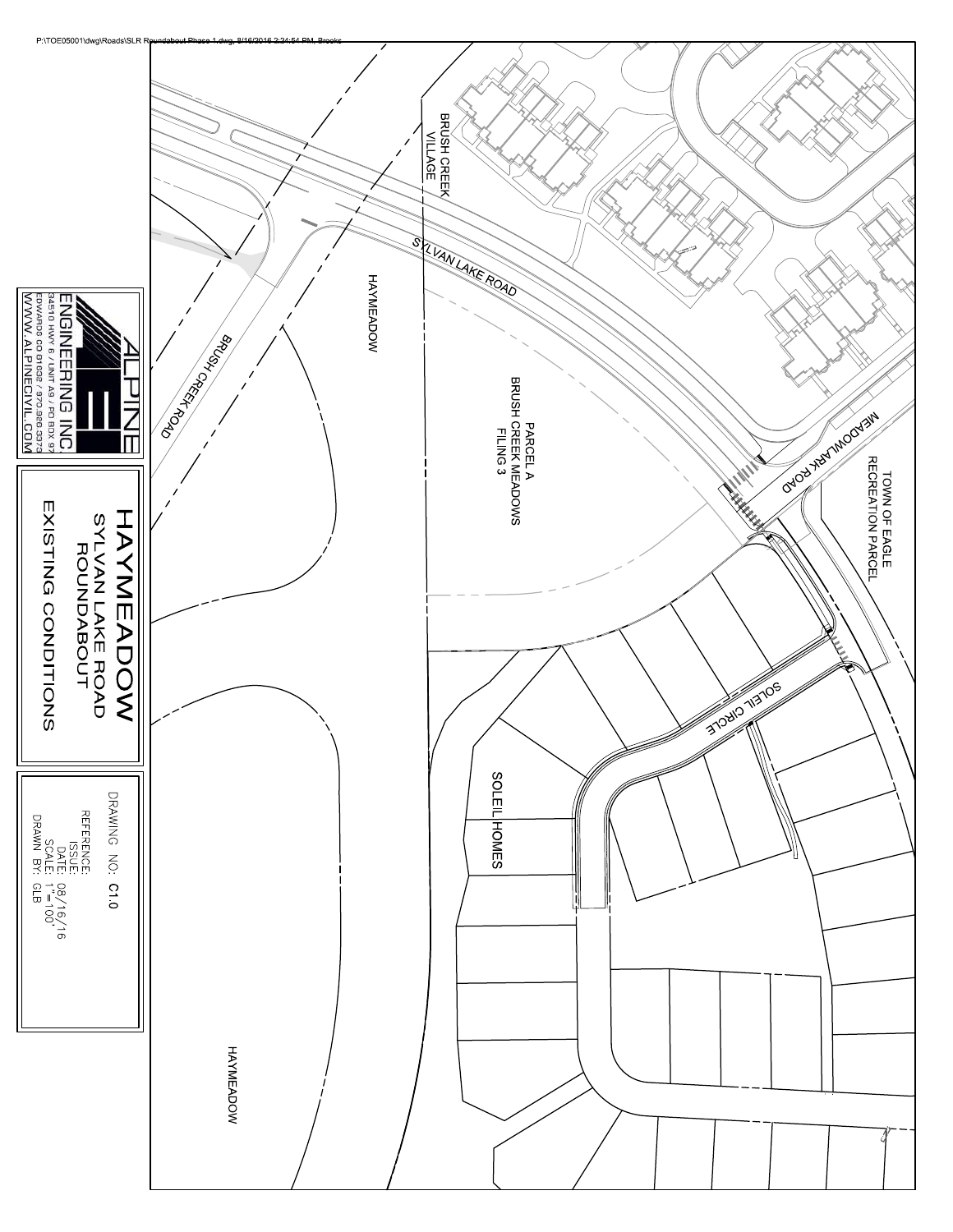P:\TOE05001\dwg\Roads\SLR Roundabout Phase 1.dwg, 8/16/2016 2:24:54 PM, Brooks

BRUSH CREEK VILLAGE

SYLVAN LAKE ROAD

MEADOWLARK ROAD

TOWN OF EAGLE RECREATION PARCEL

HAYMEADOW

PARCEL A BRUSH CREEK MEADOWS FILING 3

BRUSH CREEK ROAD

SOLEIL CIRCLE

SOLEIL HOMES

HAYMEADOW

ALPINE ENGINEERING INC.
34510 HWY 6 / UNIT A9 / PO BOX 97
EDWARDS CO 81632 / 970.926.3373
WWW.ALPINECIVIL.COM

# HAYMEADOW

## SYLVAN LAKE ROAD ROUNDABOUT

## EXISTING CONDITIONS

DRAWING NO: **C1.0**

REFERENCE:
ISSUE:
DATE: 08/16/16
SCALE: 1"=100'
DRAWN BY: GLB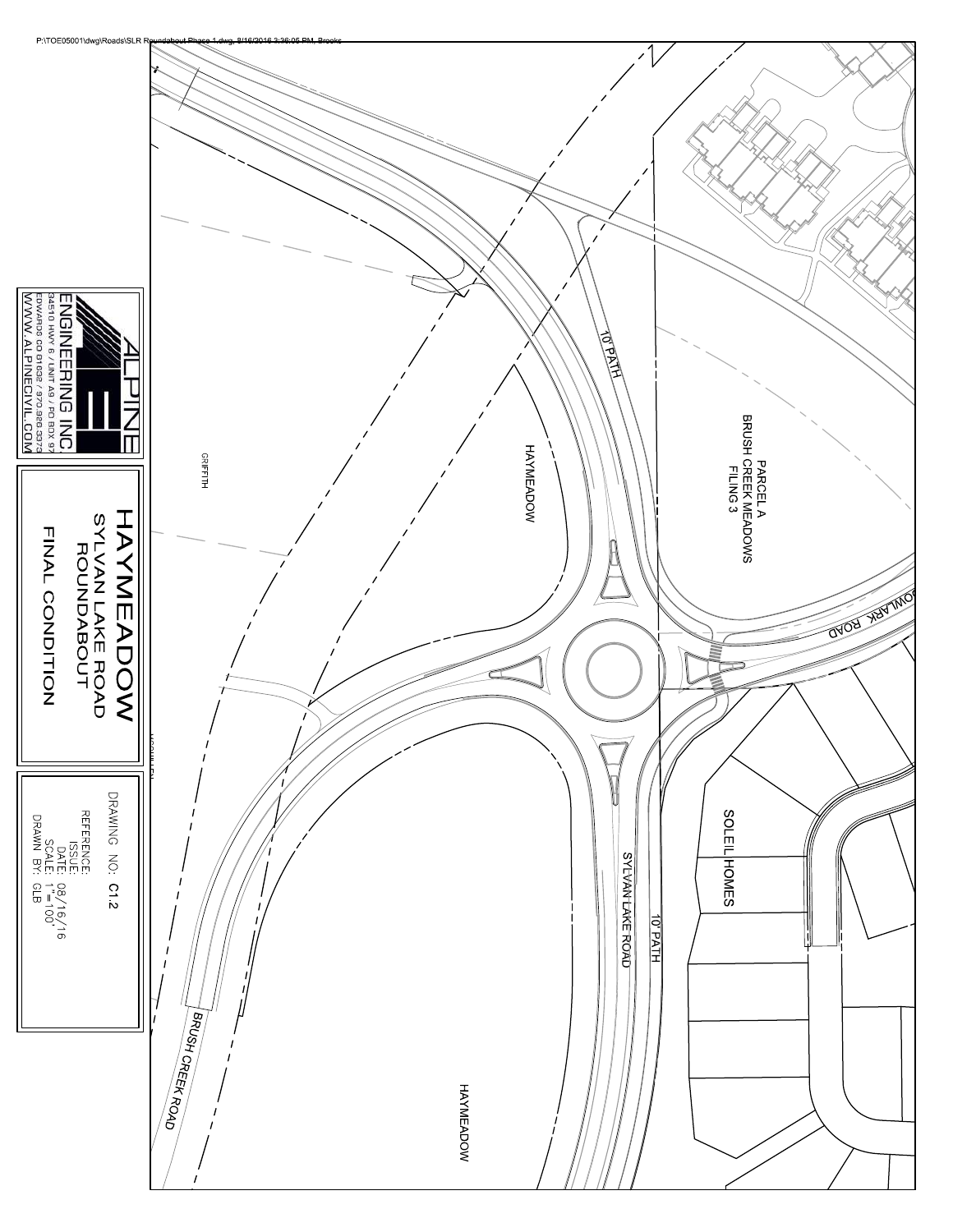P:\TOE05001\dwg\Roads\SLR Roundabout Phase 1.dwg, 8/16/2016 3:36:05 PM, Brooks

ALPINE ENGINEERING INC.
34510 HWY 6 / UNIT A9 / PO BOX 97
EDWARDS CO 81632 / 970.926.3373
WWW.ALPINECIVIL.COM

# HAYMEADOW

## SYLVAN LAKE ROAD ROUNDABOUT

## FINAL CONDITION

DRAWING NO: C1.2
REFERENCE:
ISSUE:
DATE: 08/16/16
SCALE: 1"=100'
DRAWN BY: GLB

PARCEL A
BRUSH CREEK MEADOWS
FILING 3

10' PATH

MEADOWLARK ROAD

HAYMEADOW

GRIFFITH

SOLEIL HOMES

SYLVAN LAKE ROAD

10' PATH

BRUSH CREEK ROAD

HAYMEADOW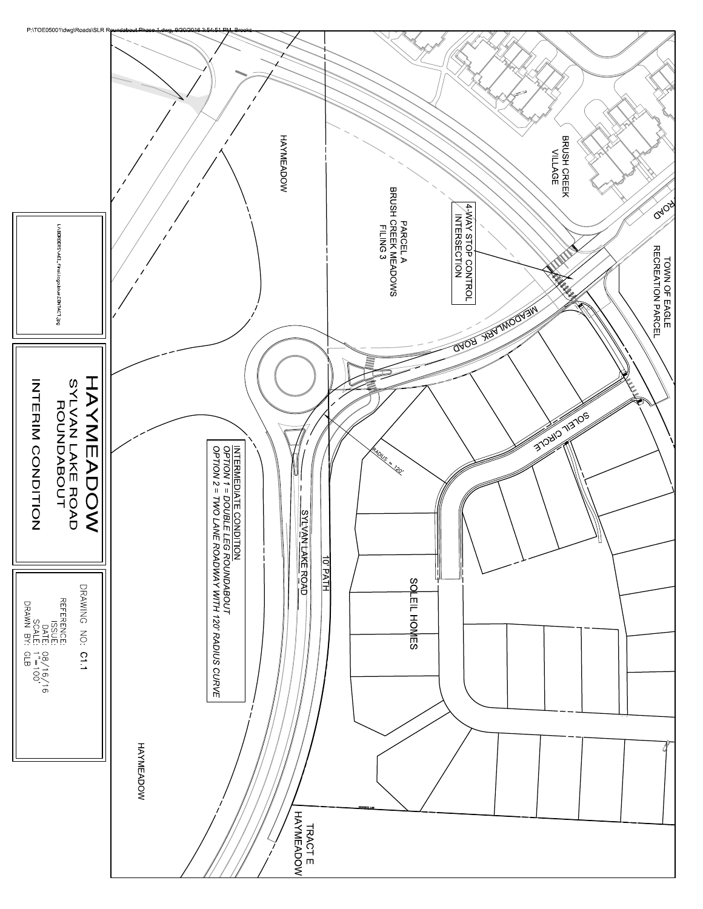P:\TOE05001\dwg\Roads\SLR Roundabout Phase 1.dwg, 9/20/2016 3:54:51 PM, Brooks

BRUSH CREEK VILLAGE

ROAD

TOWN OF EAGLE RECREATION PARCEL

4-WAY STOP CONTROL INTERSECTION

PARCEL A
BRUSH CREEK MEADOWS
FILING 3

HAYMEADOW

MEADOWLARK ROAD

SOLEIL CIRCLE

RADIUS = 120'

INTERMEDIATE CONDITION
*OPTION 1 = DOUBLE LEG ROUNDABOUT*
*OPTION 2 = TWO LANE ROADWAY WITH 120' RADIUS CURVE*

SYLVAN LAKE ROAD

10' PATH

SOLEIL HOMES

HAYMEADOW

TRACT E
HAYMEADOW

# HAYMEADOW
## SYLVAN LAKE ROAD ROUNDABOUT
## INTERIM CONDITION

DRAWING NO: C1.1
REFERENCE:
ISSUE:
DATE: 08/16/16
SCALE: 1"=100'
DRAWN BY: GLB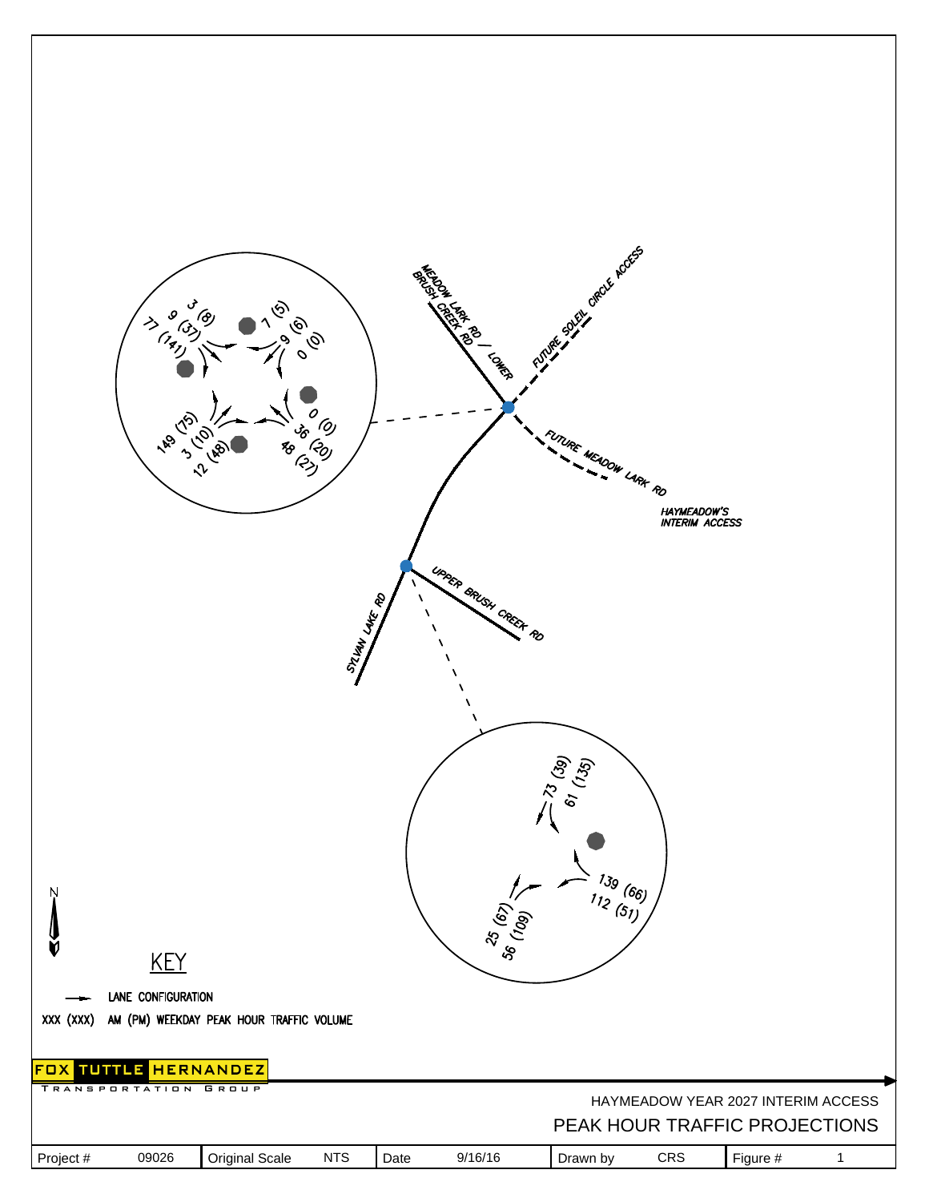MEADOW LARK RD / LOWER BRUSH CREEK RD

FUTURE SOLEIL CIRCLE ACCESS

FUTURE MEADOW LARK RD

HAYMEADOW'S INTERIM ACCESS

UPPER BRUSH CREEK RD

SYLVAN LAKE RD

3 (8)
9 (37)
77 (141)
7 (5)
9 (6)
0 (0)
149 (75)
3 (10)
12 (48)
0 (0)
36 (20)
48 (27)

73 (39)
61 (135)
139 (66)
112 (51)
25 (67)
56 (109)

N

KEY

LANE CONFIGURATION

XXX (XXX) AM (PM) WEEKDAY PEAK HOUR TRAFFIC VOLUME

FOX TUTTLE HERNANDEZ
TRANSPORTATION GROUP

HAYMEADOW YEAR 2027 INTERIM ACCESS
PEAK HOUR TRAFFIC PROJECTIONS

| Project # | 09026 | Original Scale | NTS | Date | 9/16/16 | Drawn by | CRS | Figure # | 1 |
|---|---|---|---|---|---|---|---|---|---|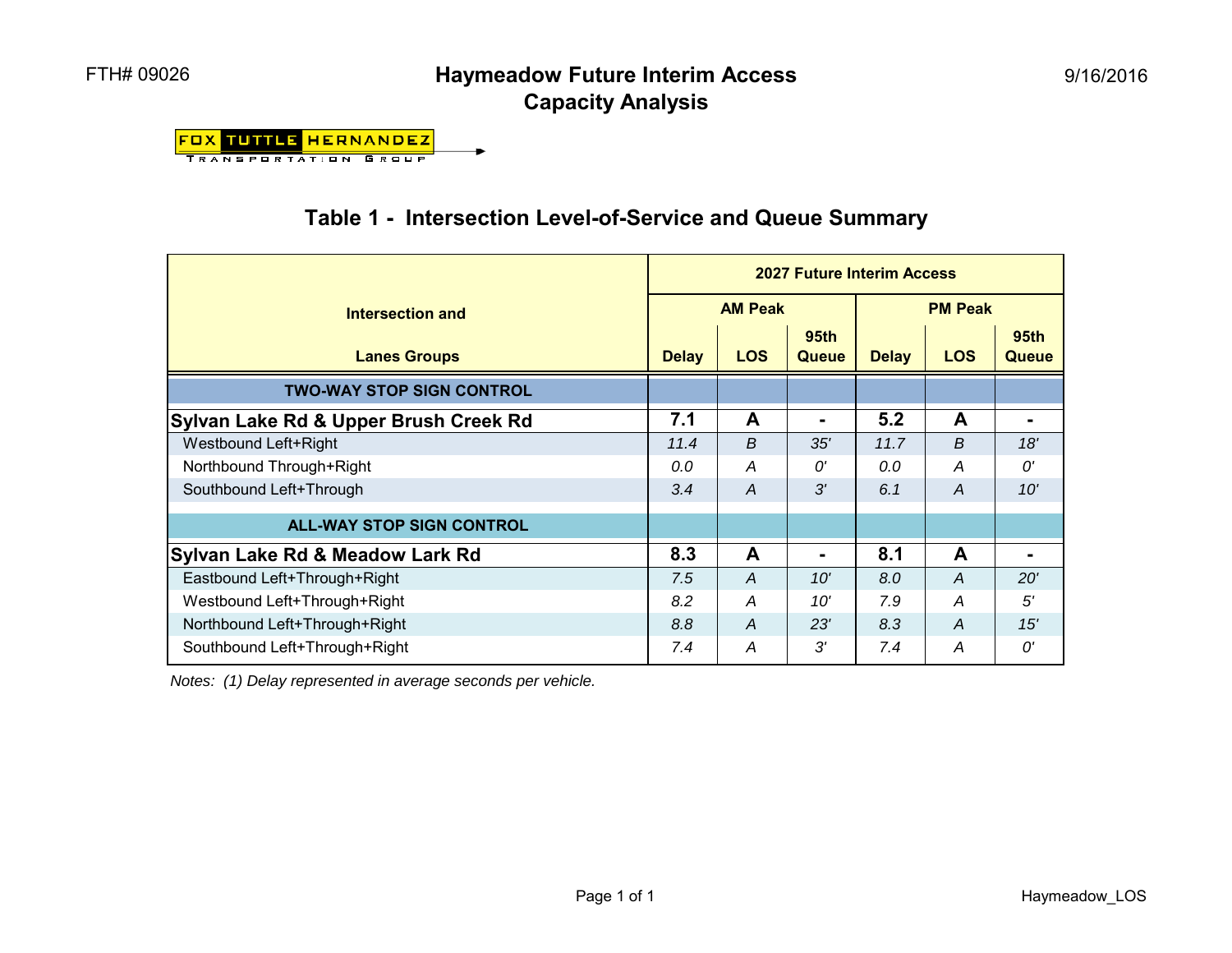FTH# 09026

# Haymeadow Future Interim Access
# Capacity Analysis

9/16/2016

FOX TUTTLE HERNANDEZ TRANSPORTATION GROUP

## Table 1 - Intersection Level-of-Service and Queue Summary

| Intersection and Lanes Groups | 2027 Future Interim Access | | | | | |
|---|---|---|---|---|---|---|
| | AM Peak | | | PM Peak | | |
| | Delay | LOS | 95th Queue | Delay | LOS | 95th Queue |
| **TWO-WAY STOP SIGN CONTROL** | | | | | | |
| **Sylvan Lake Rd & Upper Brush Creek Rd** | **7.1** | **A** | **-** | **5.2** | **A** | **-** |
| Westbound Left+Right | *11.4* | *B* | *35'* | *11.7* | *B* | *18'* |
| Northbound Through+Right | *0.0* | *A* | *0'* | *0.0* | *A* | *0'* |
| Southbound Left+Through | *3.4* | *A* | *3'* | *6.1* | *A* | *10'* |
| **ALL-WAY STOP SIGN CONTROL** | | | | | | |
| **Sylvan Lake Rd & Meadow Lark Rd** | **8.3** | **A** | **-** | **8.1** | **A** | **-** |
| Eastbound Left+Through+Right | *7.5* | *A* | *10'* | *8.0* | *A* | *20'* |
| Westbound Left+Through+Right | *8.2* | *A* | *10'* | *7.9* | *A* | *5'* |
| Northbound Left+Through+Right | *8.8* | *A* | *23'* | *8.3* | *A* | *15'* |
| Southbound Left+Through+Right | *7.4* | *A* | *3'* | *7.4* | *A* | *0'* |

*Notes: (1) Delay represented in average seconds per vehicle.*

Haymeadow_LOS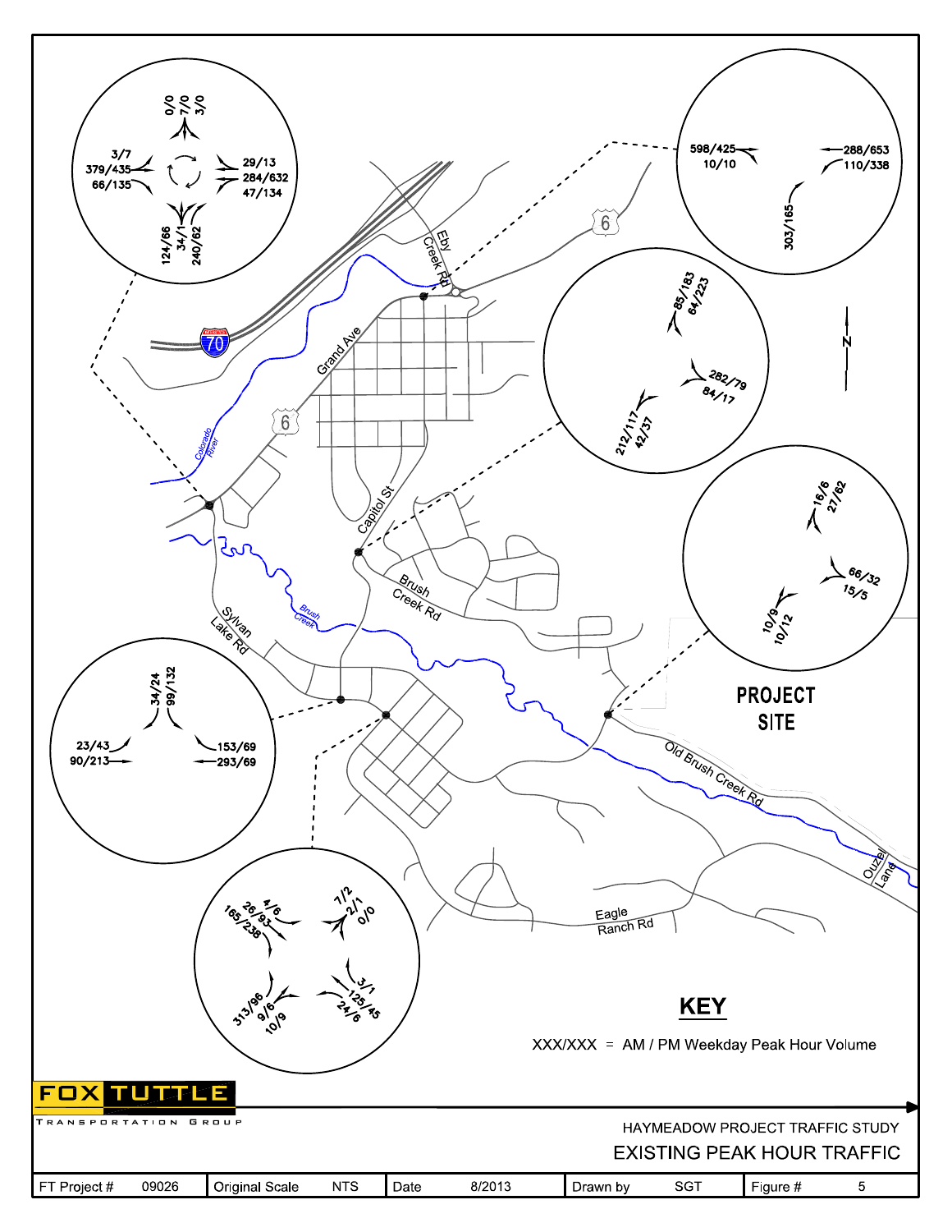**KEY**

XXX/XXX = AM / PM Weekday Peak Hour Volume

**PROJECT SITE**

FOX TUTTLE TRANSPORTATION GROUP

HAYMEADOW PROJECT TRAFFIC STUDY

EXISTING PEAK HOUR TRAFFIC

| FT Project # | 09026 | Original Scale | NTS | Date | 8/2013 | Drawn by | SGT | Figure # | 5 |
|---|---|---|---|---|---|---|---|---|---|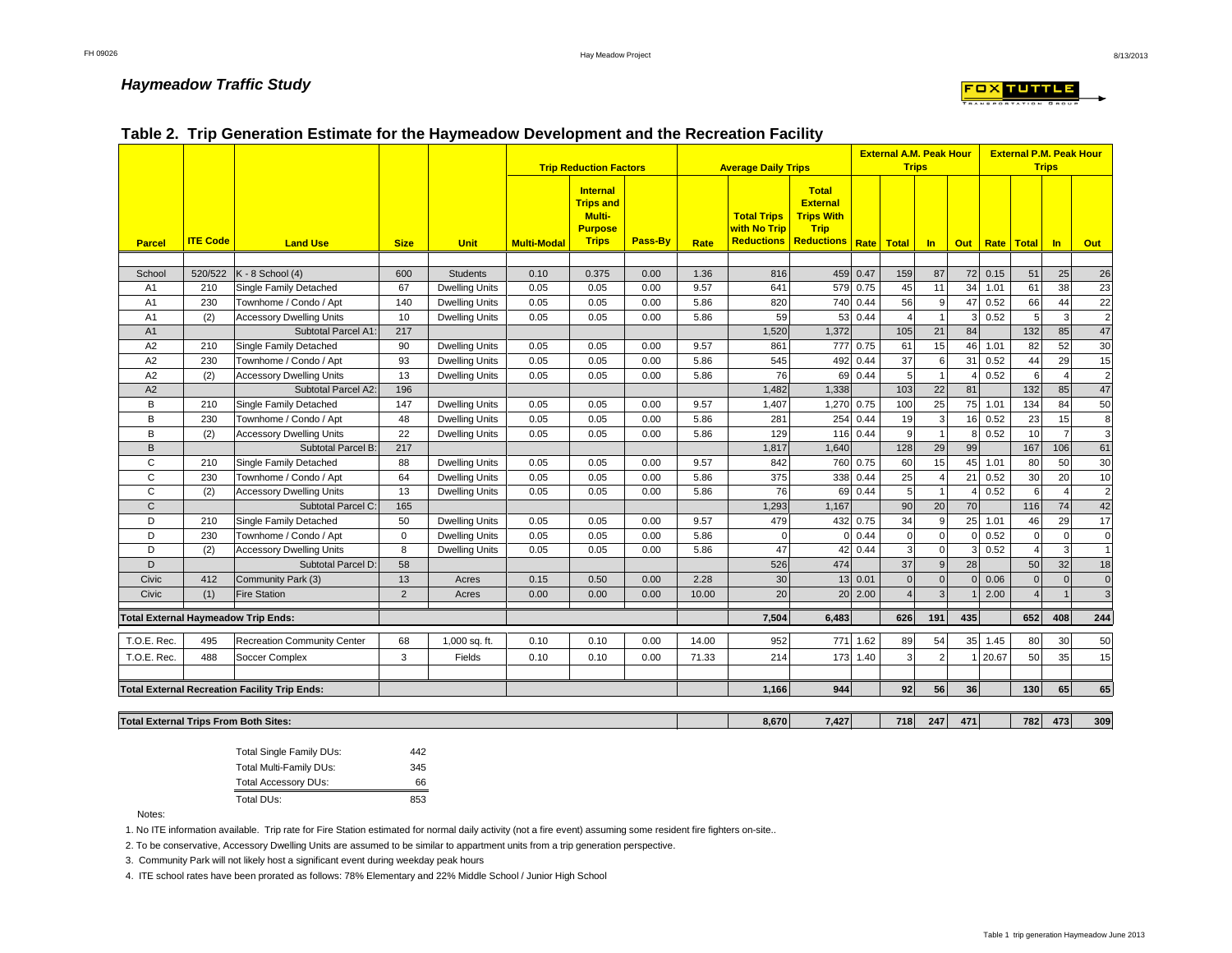## *Haymeadow Traffic Study*

### Table 2. Trip Generation Estimate for the Haymeadow Development and the Recreation Facility

| Parcel | ITE Code | Land Use | Size | Unit | Trip Reduction Factors | | | Average Daily Trips | | | External A.M. Peak Hour Trips | | | | External P.M. Peak Hour Trips | | | |
|---|---|---|---|---|---|---|---|---|---|---|---|---|---|---|---|---|---|---|
| | | | | | Multi-Modal | Internal Trips and Multi-Purpose Trips | Pass-By | Rate | Total Trips with No Trip Reductions | Total External Trips With Trip Reductions | Rate | Total | In | Out | Rate | Total | In | Out |
| School | 520/522 | K - 8 School (4) | 600 | Students | 0.10 | 0.375 | 0.00 | 1.36 | 816 | 459 | 0.47 | 159 | 87 | 72 | 0.15 | 51 | 25 | 26 |
| A1 | 210 | Single Family Detached | 67 | Dwelling Units | 0.05 | 0.05 | 0.00 | 9.57 | 641 | 579 | 0.75 | 45 | 11 | 34 | 1.01 | 61 | 38 | 23 |
| A1 | 230 | Townhome / Condo / Apt | 140 | Dwelling Units | 0.05 | 0.05 | 0.00 | 5.86 | 820 | 740 | 0.44 | 56 | 9 | 47 | 0.52 | 66 | 44 | 22 |
| A1 | (2) | Accessory Dwelling Units | 10 | Dwelling Units | 0.05 | 0.05 | 0.00 | 5.86 | 59 | 53 | 0.44 | 4 | 1 | 3 | 0.52 | 5 | 3 | 2 |
| A1 | | Subtotal Parcel A1: | 217 | | | | | | 1,520 | 1,372 | | 105 | 21 | 84 | | 132 | 85 | 47 |
| A2 | 210 | Single Family Detached | 90 | Dwelling Units | 0.05 | 0.05 | 0.00 | 9.57 | 861 | 777 | 0.75 | 61 | 15 | 46 | 1.01 | 82 | 52 | 30 |
| A2 | 230 | Townhome / Condo / Apt | 93 | Dwelling Units | 0.05 | 0.05 | 0.00 | 5.86 | 545 | 492 | 0.44 | 37 | 6 | 31 | 0.52 | 44 | 29 | 15 |
| A2 | (2) | Accessory Dwelling Units | 13 | Dwelling Units | 0.05 | 0.05 | 0.00 | 5.86 | 76 | 69 | 0.44 | 5 | 1 | 4 | 0.52 | 6 | 4 | 2 |
| A2 | | Subtotal Parcel A2: | 196 | | | | | | 1,482 | 1,338 | | 103 | 22 | 81 | | 132 | 85 | 47 |
| B | 210 | Single Family Detached | 147 | Dwelling Units | 0.05 | 0.05 | 0.00 | 9.57 | 1,407 | 1,270 | 0.75 | 100 | 25 | 75 | 1.01 | 134 | 84 | 50 |
| B | 230 | Townhome / Condo / Apt | 48 | Dwelling Units | 0.05 | 0.05 | 0.00 | 5.86 | 281 | 254 | 0.44 | 19 | 3 | 16 | 0.52 | 23 | 15 | 8 |
| B | (2) | Accessory Dwelling Units | 22 | Dwelling Units | 0.05 | 0.05 | 0.00 | 5.86 | 129 | 116 | 0.44 | 9 | 1 | 8 | 0.52 | 10 | 7 | 3 |
| B | | Subtotal Parcel B: | 217 | | | | | | 1,817 | 1,640 | | 128 | 29 | 99 | | 167 | 106 | 61 |
| C | 210 | Single Family Detached | 88 | Dwelling Units | 0.05 | 0.05 | 0.00 | 9.57 | 842 | 760 | 0.75 | 60 | 15 | 45 | 1.01 | 80 | 50 | 30 |
| C | 230 | Townhome / Condo / Apt | 64 | Dwelling Units | 0.05 | 0.05 | 0.00 | 5.86 | 375 | 338 | 0.44 | 25 | 4 | 21 | 0.52 | 30 | 20 | 10 |
| C | (2) | Accessory Dwelling Units | 13 | Dwelling Units | 0.05 | 0.05 | 0.00 | 5.86 | 76 | 69 | 0.44 | 5 | 1 | 4 | 0.52 | 6 | 4 | 2 |
| C | | Subtotal Parcel C: | 165 | | | | | | 1,293 | 1,167 | | 90 | 20 | 70 | | 116 | 74 | 42 |
| D | 210 | Single Family Detached | 50 | Dwelling Units | 0.05 | 0.05 | 0.00 | 9.57 | 479 | 432 | 0.75 | 34 | 9 | 25 | 1.01 | 46 | 29 | 17 |
| D | 230 | Townhome / Condo / Apt | 0 | Dwelling Units | 0.05 | 0.05 | 0.00 | 5.86 | 0 | 0 | 0.44 | 0 | 0 | 0 | 0.52 | 0 | 0 | 0 |
| D | (2) | Accessory Dwelling Units | 8 | Dwelling Units | 0.05 | 0.05 | 0.00 | 5.86 | 47 | 42 | 0.44 | 3 | 0 | 3 | 0.52 | 4 | 3 | 1 |
| D | | Subtotal Parcel D: | 58 | | | | | | 526 | 474 | | 37 | 9 | 28 | | 50 | 32 | 18 |
| Civic | 412 | Community Park (3) | 13 | Acres | 0.15 | 0.50 | 0.00 | 2.28 | 30 | 13 | 0.01 | 0 | 0 | 0 | 0.06 | 0 | 0 | 0 |
| Civic | (1) | Fire Station | 2 | Acres | 0.00 | 0.00 | 0.00 | 10.00 | 20 | 20 | 2.00 | 4 | 3 | 1 | 2.00 | 4 | 1 | 3 |
| **Total External Haymeadow Trip Ends:** | | | | | | | | | **7,504** | **6,483** | | **626** | **191** | **435** | | **652** | **408** | **244** |
| T.O.E. Rec. | 495 | Recreation Community Center | 68 | 1,000 sq. ft. | 0.10 | 0.10 | 0.00 | 14.00 | 952 | 771 | 1.62 | 89 | 54 | 35 | 1.45 | 80 | 30 | 50 |
| T.O.E. Rec. | 488 | Soccer Complex | 3 | Fields | 0.10 | 0.10 | 0.00 | 71.33 | 214 | 173 | 1.40 | 3 | 2 | 1 | 20.67 | 50 | 35 | 15 |
| **Total External Recreation Facility Trip Ends:** | | | | | | | | | **1,166** | **944** | | **92** | **56** | **36** | | **130** | **65** | **65** |
| **Total External Trips From Both Sites:** | | | | | | | | | **8,670** | **7,427** | | **718** | **247** | **471** | | **782** | **473** | **309** |

| | |
|---|---|
| Total Single Family DUs: | 442 |
| Total Multi-Family DUs: | 345 |
| Total Accessory DUs: | 66 |
| Total DUs: | 853 |

Notes:

1. No ITE information available. Trip rate for Fire Station estimated for normal daily activity (not a fire event) assuming some resident fire fighters on-site..
2. To be conservative, Accessory Dwelling Units are assumed to be similar to appartment units from a trip generation perspective.
3. Community Park will not likely host a significant event during weekday peak hours
4. ITE school rates have been prorated as follows: 78% Elementary and 22% Middle School / Junior High School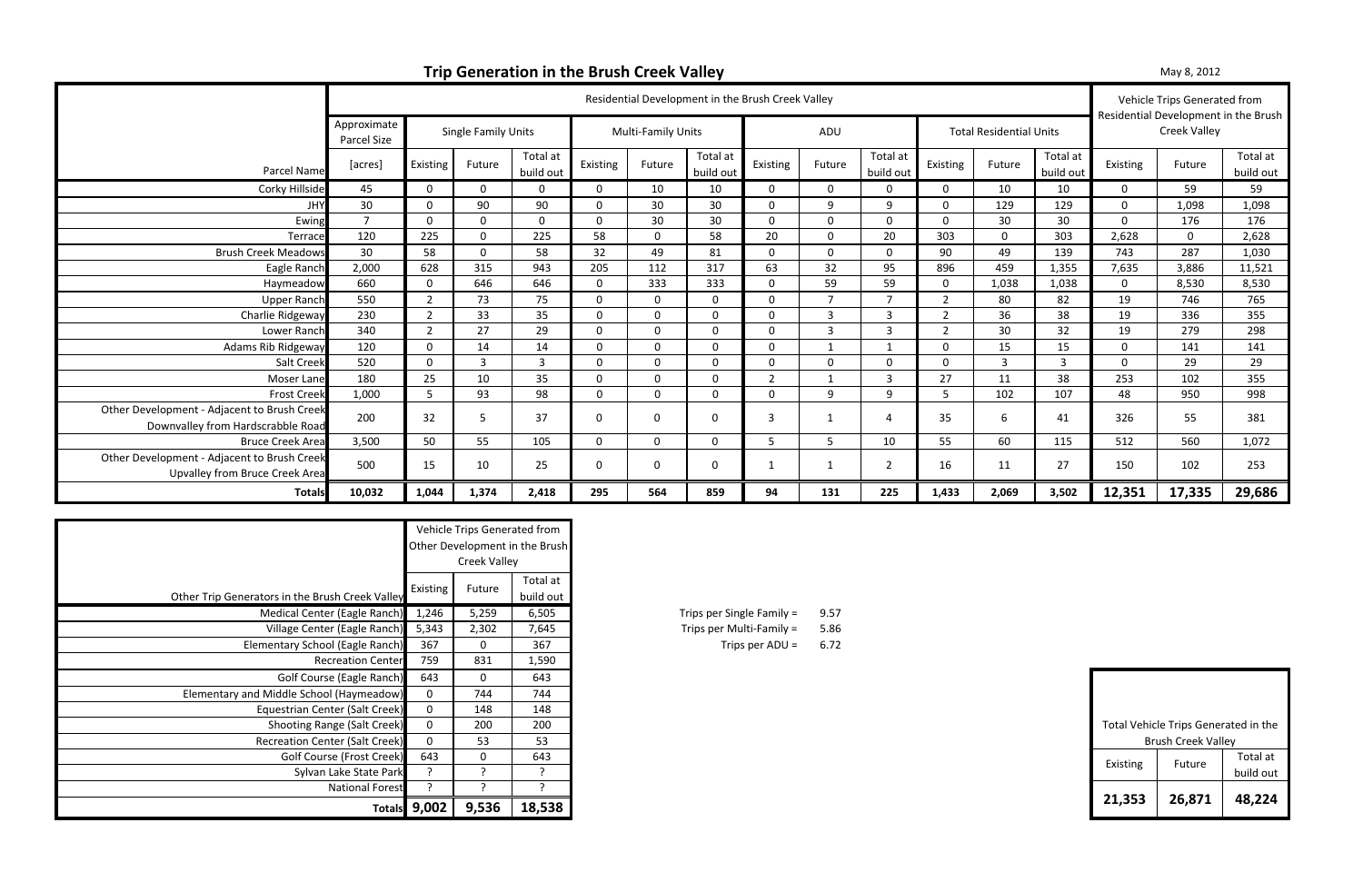# Trip Generation in the Brush Creek Valley

May 8, 2012

| Parcel Name | Residential Development in the Brush Creek Valley | | | | | | | | | | | | | Vehicle Trips Generated from Residential Development in the Brush Creek Valley | | |
|---|---|---|---|---|---|---|---|---|---|---|---|---|---|---|---|---|
| | Approximate Parcel Size | Single Family Units | | | Multi-Family Units | | | ADU | | | Total Residential Units | | | | | |
| | [acres] | Existing | Future | Total at build out | Existing | Future | Total at build out | Existing | Future | Total at build out | Existing | Future | Total at build out | Existing | Future | Total at build out |
| Corky Hillside | 45 | 0 | 0 | 0 | 0 | 10 | 10 | 0 | 0 | 0 | 0 | 10 | 10 | 0 | 59 | 59 |
| JHY | 30 | 0 | 90 | 90 | 0 | 30 | 30 | 0 | 9 | 9 | 0 | 129 | 129 | 0 | 1,098 | 1,098 |
| Ewing | 7 | 0 | 0 | 0 | 0 | 30 | 30 | 0 | 0 | 0 | 0 | 30 | 30 | 0 | 176 | 176 |
| Terrace | 120 | 225 | 0 | 225 | 58 | 0 | 58 | 20 | 0 | 20 | 303 | 0 | 303 | 2,628 | 0 | 2,628 |
| Brush Creek Meadows | 30 | 58 | 0 | 58 | 32 | 49 | 81 | 0 | 0 | 0 | 90 | 49 | 139 | 743 | 287 | 1,030 |
| Eagle Ranch | 2,000 | 628 | 315 | 943 | 205 | 112 | 317 | 63 | 32 | 95 | 896 | 459 | 1,355 | 7,635 | 3,886 | 11,521 |
| Haymeadow | 660 | 0 | 646 | 646 | 0 | 333 | 333 | 0 | 59 | 59 | 0 | 1,038 | 1,038 | 0 | 8,530 | 8,530 |
| Upper Ranch | 550 | 2 | 73 | 75 | 0 | 0 | 0 | 0 | 7 | 7 | 2 | 80 | 82 | 19 | 746 | 765 |
| Charlie Ridgeway | 230 | 2 | 33 | 35 | 0 | 0 | 0 | 0 | 3 | 3 | 2 | 36 | 38 | 19 | 336 | 355 |
| Lower Ranch | 340 | 2 | 27 | 29 | 0 | 0 | 0 | 0 | 3 | 3 | 2 | 30 | 32 | 19 | 279 | 298 |
| Adams Rib Ridgeway | 120 | 0 | 14 | 14 | 0 | 0 | 0 | 0 | 1 | 1 | 0 | 15 | 15 | 0 | 141 | 141 |
| Salt Creek | 520 | 0 | 3 | 3 | 0 | 0 | 0 | 0 | 0 | 0 | 0 | 3 | 3 | 0 | 29 | 29 |
| Moser Lane | 180 | 25 | 10 | 35 | 0 | 0 | 0 | 2 | 1 | 3 | 27 | 11 | 38 | 253 | 102 | 355 |
| Frost Creek | 1,000 | 5 | 93 | 98 | 0 | 0 | 0 | 0 | 9 | 9 | 5 | 102 | 107 | 48 | 950 | 998 |
| Other Development - Adjacent to Brush Creek Downvalley from Hardscrabble Road | 200 | 32 | 5 | 37 | 0 | 0 | 0 | 3 | 1 | 4 | 35 | 6 | 41 | 326 | 55 | 381 |
| Bruce Creek Area | 3,500 | 50 | 55 | 105 | 0 | 0 | 0 | 5 | 5 | 10 | 55 | 60 | 115 | 512 | 560 | 1,072 |
| Other Development - Adjacent to Brush Creek Upvalley from Bruce Creek Area | 500 | 15 | 10 | 25 | 0 | 0 | 0 | 1 | 1 | 2 | 16 | 11 | 27 | 150 | 102 | 253 |
| **Totals** | **10,032** | **1,044** | **1,374** | **2,418** | **295** | **564** | **859** | **94** | **131** | **225** | **1,433** | **2,069** | **3,502** | **12,351** | **17,335** | **29,686** |

| Other Trip Generators in the Brush Creek Valley | Vehicle Trips Generated from Other Development in the Brush Creek Valley | | |
|---|---|---|---|
| | Existing | Future | Total at build out |
| Medical Center (Eagle Ranch) | 1,246 | 5,259 | 6,505 |
| Village Center (Eagle Ranch) | 5,343 | 2,302 | 7,645 |
| Elementary School (Eagle Ranch) | 367 | 0 | 367 |
| Recreation Center | 759 | 831 | 1,590 |
| Golf Course (Eagle Ranch) | 643 | 0 | 643 |
| Elementary and Middle School (Haymeadow) | 0 | 744 | 744 |
| Equestrian Center (Salt Creek) | 0 | 148 | 148 |
| Shooting Range (Salt Creek) | 0 | 200 | 200 |
| Recreation Center (Salt Creek) | 0 | 53 | 53 |
| Golf Course (Frost Creek) | 643 | 0 | 643 |
| Sylvan Lake State Park | ? | ? | ? |
| National Forest | ? | ? | ? |
| **Totals** | **9,002** | **9,536** | **18,538** |

Trips per Single Family = 9.57
Trips per Multi-Family = 5.86
Trips per ADU = 6.72

| Total Vehicle Trips Generated in the Brush Creek Valley | | |
|---|---|---|
| Existing | Future | Total at build out |
| **21,353** | **26,871** | **48,224** |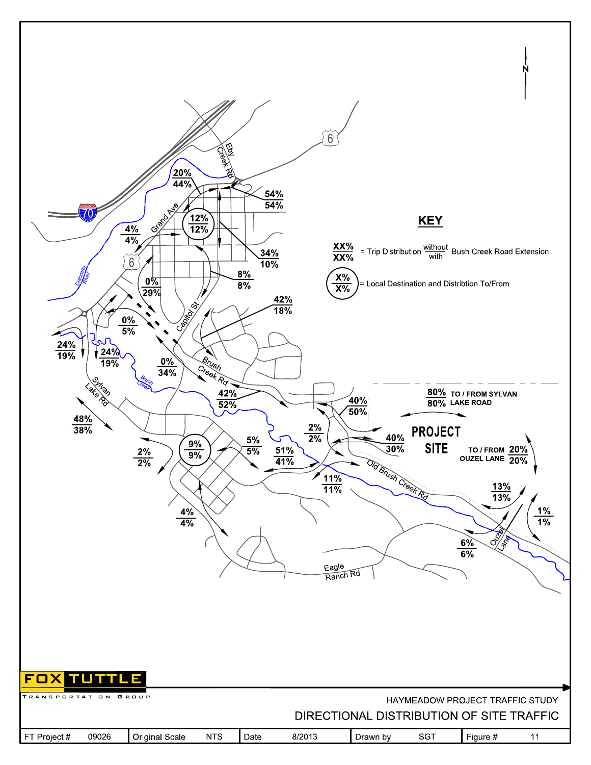KEY

XX% / XX% = Trip Distribution without / with Bush Creek Road Extension

X% / X% (circled) = Local Destination and Distribtion To/From

80% / 80% TO / FROM SYLVAN LAKE ROAD

PROJECT SITE

TO / FROM OUZEL LANE 20% / 20%

FOX TUTTLE TRANSPORTATION GROUP

HAYMEADOW PROJECT TRAFFIC STUDY

DIRECTIONAL DISTRIBUTION OF SITE TRAFFIC

| FT Project # | 09026 | Original Scale | NTS | Date | 8/2013 | Drawn by | SGT | Figure # | 11 |
|---|---|---|---|---|---|---|---|---|---|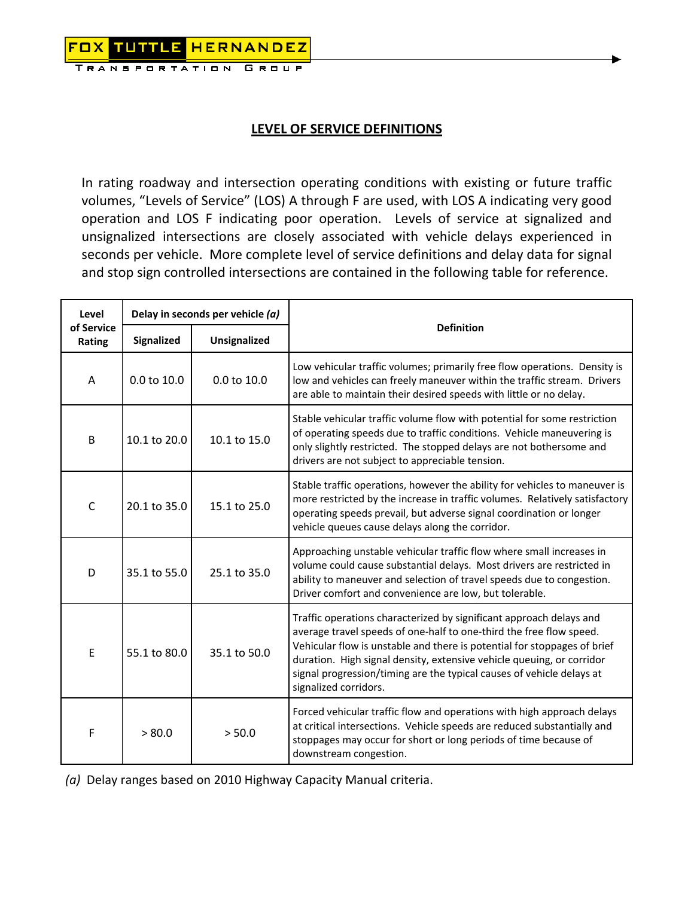## LEVEL OF SERVICE DEFINITIONS

In rating roadway and intersection operating conditions with existing or future traffic volumes, "Levels of Service" (LOS) A through F are used, with LOS A indicating very good operation and LOS F indicating poor operation. Levels of service at signalized and unsignalized intersections are closely associated with vehicle delays experienced in seconds per vehicle. More complete level of service definitions and delay data for signal and stop sign controlled intersections are contained in the following table for reference.

| Level of Service Rating | Delay in seconds per vehicle *(a)* | | Definition |
|---|---|---|---|
| | Signalized | Unsignalized | |
| A | 0.0 to 10.0 | 0.0 to 10.0 | Low vehicular traffic volumes; primarily free flow operations. Density is low and vehicles can freely maneuver within the traffic stream. Drivers are able to maintain their desired speeds with little or no delay. |
| B | 10.1 to 20.0 | 10.1 to 15.0 | Stable vehicular traffic volume flow with potential for some restriction of operating speeds due to traffic conditions. Vehicle maneuvering is only slightly restricted. The stopped delays are not bothersome and drivers are not subject to appreciable tension. |
| C | 20.1 to 35.0 | 15.1 to 25.0 | Stable traffic operations, however the ability for vehicles to maneuver is more restricted by the increase in traffic volumes. Relatively satisfactory operating speeds prevail, but adverse signal coordination or longer vehicle queues cause delays along the corridor. |
| D | 35.1 to 55.0 | 25.1 to 35.0 | Approaching unstable vehicular traffic flow where small increases in volume could cause substantial delays. Most drivers are restricted in ability to maneuver and selection of travel speeds due to congestion. Driver comfort and convenience are low, but tolerable. |
| E | 55.1 to 80.0 | 35.1 to 50.0 | Traffic operations characterized by significant approach delays and average travel speeds of one-half to one-third the free flow speed. Vehicular flow is unstable and there is potential for stoppages of brief duration. High signal density, extensive vehicle queuing, or corridor signal progression/timing are the typical causes of vehicle delays at signalized corridors. |
| F | > 80.0 | > 50.0 | Forced vehicular traffic flow and operations with high approach delays at critical intersections. Vehicle speeds are reduced substantially and stoppages may occur for short or long periods of time because of downstream congestion. |

*(a)* Delay ranges based on 2010 Highway Capacity Manual criteria.